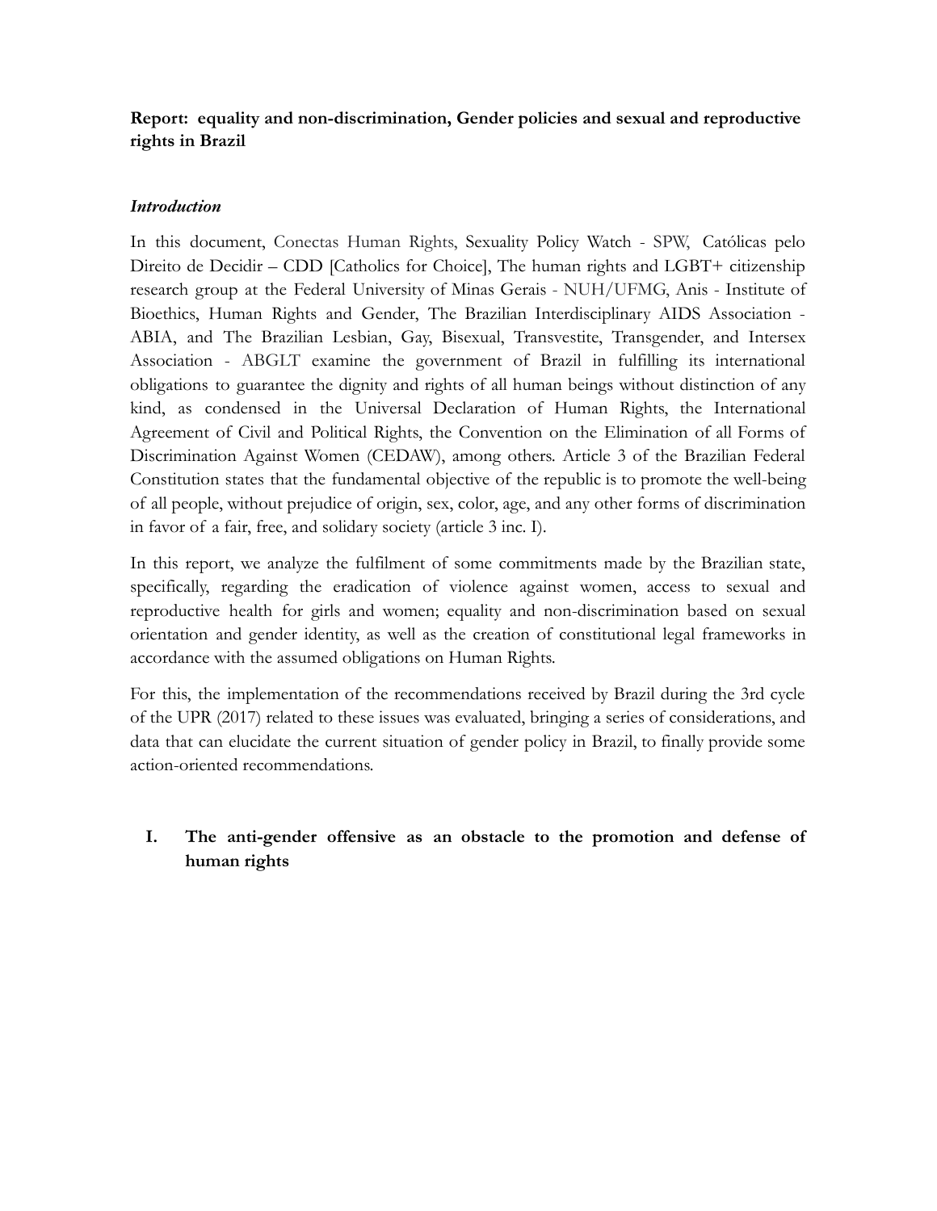**Report: equality and non-discrimination, Gender policies and sexual and reproductive rights in Brazil**

## *Introduction*

In this document, Conectas Human Rights, Sexuality Policy Watch - SPW, Católicas pelo Direito de Decidir – CDD [Catholics for Choice], The human rights and LGBT+ citizenship research group at the Federal University of Minas Gerais - NUH/UFMG, Anis - Institute of Bioethics, Human Rights and Gender, The Brazilian Interdisciplinary AIDS Association - ABIA, and The Brazilian Lesbian, Gay, Bisexual, Transvestite, Transgender, and Intersex Association - ABGLT examine the government of Brazil in fulfilling its international obligations to guarantee the dignity and rights of all human beings without distinction of any kind, as condensed in the Universal Declaration of Human Rights, the International Agreement of Civil and Political Rights, the Convention on the Elimination of all Forms of Discrimination Against Women (CEDAW), among others. Article 3 of the Brazilian Federal Constitution states that the fundamental objective of the republic is to promote the well-being of all people, without prejudice of origin, sex, color, age, and any other forms of discrimination in favor of a fair, free, and solidary society (article 3 inc. I).

In this report, we analyze the fulfilment of some commitments made by the Brazilian state, specifically, regarding the eradication of violence against women, access to sexual and reproductive health for girls and women; equality and non-discrimination based on sexual orientation and gender identity, as well as the creation of constitutional legal frameworks in accordance with the assumed obligations on Human Rights.

For this, the implementation of the recommendations received by Brazil during the 3rd cycle of the UPR (2017) related to these issues was evaluated, bringing a series of considerations, and data that can elucidate the current situation of gender policy in Brazil, to finally provide some action-oriented recommendations.

## I. The anti-gender offensive as an obstacle to the promotion and defense of human rights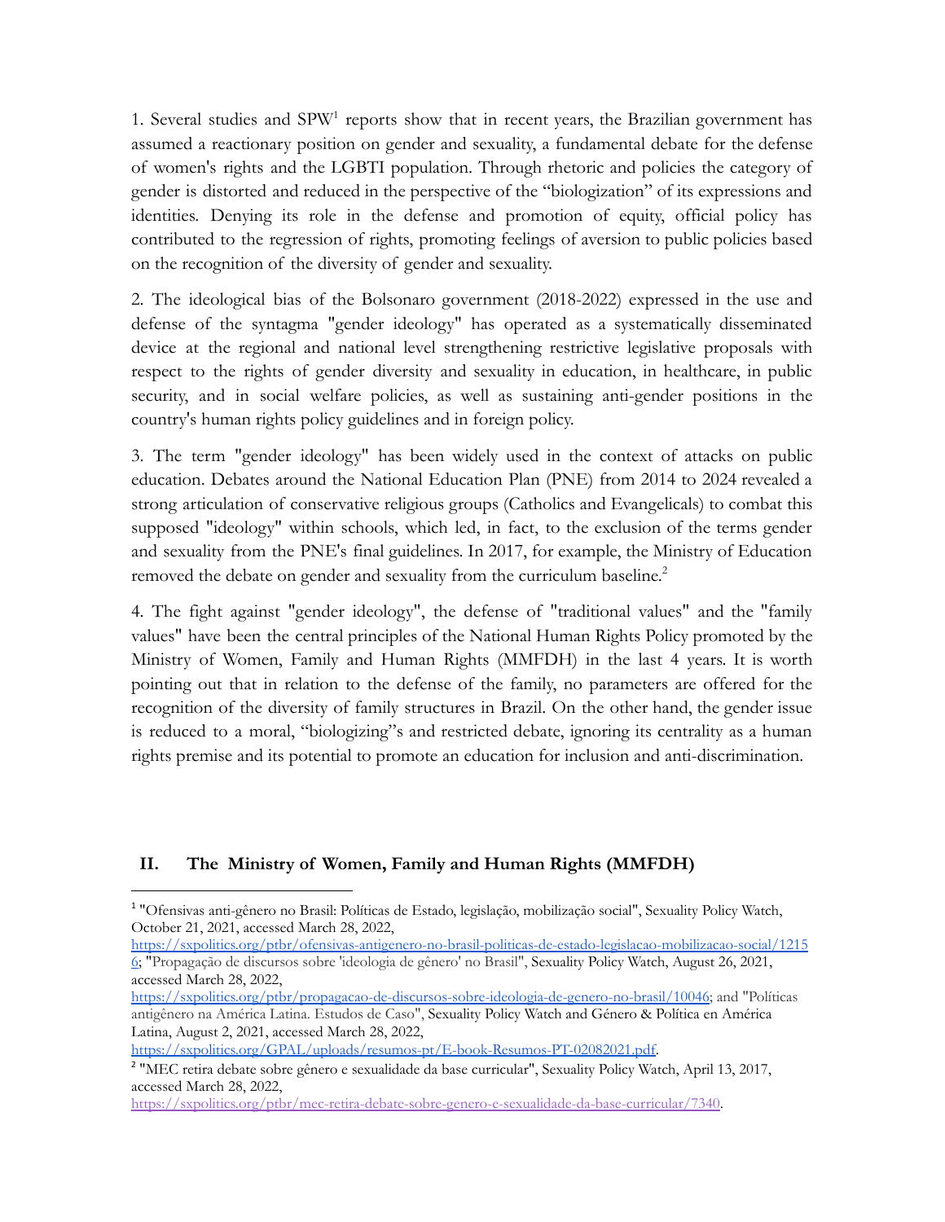1. Several studies and SPW[1] reports show that in recent years, the Brazilian government has assumed a reactionary position on gender and sexuality, a fundamental debate for the defense of women's rights and the LGBTI population. Through rhetoric and policies the category of gender is distorted and reduced in the perspective of the "biologization" of its expressions and identities. Denying its role in the defense and promotion of equity, official policy has contributed to the regression of rights, promoting feelings of aversion to public policies based on the recognition of the diversity of gender and sexuality.

2. The ideological bias of the Bolsonaro government (2018-2022) expressed in the use and defense of the syntagma "gender ideology" has operated as a systematically disseminated device at the regional and national level strengthening restrictive legislative proposals with respect to the rights of gender diversity and sexuality in education, in healthcare, in public security, and in social welfare policies, as well as sustaining anti-gender positions in the country's human rights policy guidelines and in foreign policy.

3. The term "gender ideology" has been widely used in the context of attacks on public education. Debates around the National Education Plan (PNE) from 2014 to 2024 revealed a strong articulation of conservative religious groups (Catholics and Evangelicals) to combat this supposed "ideology" within schools, which led, in fact, to the exclusion of the terms gender and sexuality from the PNE's final guidelines. In 2017, for example, the Ministry of Education removed the debate on gender and sexuality from the curriculum baseline.[2]

4. The fight against "gender ideology", the defense of "traditional values" and the "family values" have been the central principles of the National Human Rights Policy promoted by the Ministry of Women, Family and Human Rights (MMFDH) in the last 4 years. It is worth pointing out that in relation to the defense of the family, no parameters are offered for the recognition of the diversity of family structures in Brazil. On the other hand, the gender issue is reduced to a moral, "biologizing"s and restricted debate, ignoring its centrality as a human rights premise and its potential to promote an education for inclusion and anti-discrimination.

## II. The Ministry of Women, Family and Human Rights (MMFDH)

---

[1] "Ofensivas anti-gênero no Brasil: Políticas de Estado, legislação, mobilização social", Sexuality Policy Watch, October 21, 2021, accessed March 28, 2022, https://sxpolitics.org/ptbr/ofensivas-antigenero-no-brasil-politicas-de-estado-legislacao-mobilizacao-social/12156; "Propagação de discursos sobre 'ideologia de gênero' no Brasil", Sexuality Policy Watch, August 26, 2021, accessed March 28, 2022, https://sxpolitics.org/ptbr/propagacao-de-discursos-sobre-ideologia-de-genero-no-brasil/10046; and "Políticas antigênero na América Latina. Estudos de Caso", Sexuality Policy Watch and Género & Política en América Latina, August 2, 2021, accessed March 28, 2022, https://sxpolitics.org/GPAL/uploads/resumos-pt/E-book-Resumos-PT-02082021.pdf.

[2] "MEC retira debate sobre gênero e sexualidade da base curricular", Sexuality Policy Watch, April 13, 2017, accessed March 28, 2022, https://sxpolitics.org/ptbr/mec-retira-debate-sobre-genero-e-sexualidade-da-base-curricular/7340.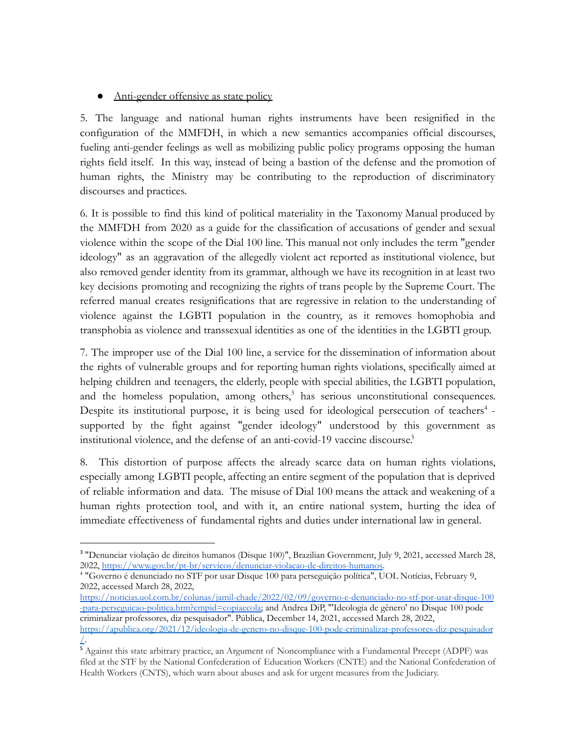- Anti-gender offensive as state policy

5. The language and national human rights instruments have been resignified in the configuration of the MMFDH, in which a new semantics accompanies official discourses, fueling anti-gender feelings as well as mobilizing public policy programs opposing the human rights field itself. In this way, instead of being a bastion of the defense and the promotion of human rights, the Ministry may be contributing to the reproduction of discriminatory discourses and practices.

6. It is possible to find this kind of political materiality in the Taxonomy Manual produced by the MMFDH from 2020 as a guide for the classification of accusations of gender and sexual violence within the scope of the Dial 100 line. This manual not only includes the term "gender ideology" as an aggravation of the allegedly violent act reported as institutional violence, but also removed gender identity from its grammar, although we have its recognition in at least two key decisions promoting and recognizing the rights of trans people by the Supreme Court. The referred manual creates resignifications that are regressive in relation to the understanding of violence against the LGBTI population in the country, as it removes homophobia and transphobia as violence and transsexual identities as one of the identities in the LGBTI group.

7. The improper use of the Dial 100 line, a service for the dissemination of information about the rights of vulnerable groups and for reporting human rights violations, specifically aimed at helping children and teenagers, the elderly, people with special abilities, the LGBTI population, and the homeless population, among others,[3] has serious unconstitutional consequences. Despite its institutional purpose, it is being used for ideological persecution of teachers[4] - supported by the fight against "gender ideology" understood by this government as institutional violence, and the defense of an anti-covid-19 vaccine discourse.[5]

8. This distortion of purpose affects the already scarce data on human rights violations, especially among LGBTI people, affecting an entire segment of the population that is deprived of reliable information and data. The misuse of Dial 100 means the attack and weakening of a human rights protection tool, and with it, an entire national system, hurting the idea of immediate effectiveness of fundamental rights and duties under international law in general.

---

[3] "Denunciar violação de direitos humanos (Disque 100)", Brazilian Government, July 9, 2021, accessed March 28, 2022, https://www.gov.br/pt-br/servicos/denunciar-violacao-de-direitos-humanos.

[4] "Governo é denunciado no STF por usar Disque 100 para perseguição política", UOL Notícias, February 9, 2022, accessed March 28, 2022, https://noticias.uol.com.br/colunas/jamil-chade/2022/02/09/governo-e-denunciado-no-stf-por-usar-disque-100-para-perseguicao-politica.htm?cmpid=copiaecola; and Andrea DiP, "'Ideologia de gênero' no Disque 100 pode criminalizar professores, diz pesquisador". Pública, December 14, 2021, accessed March 28, 2022, https://apublica.org/2021/12/ideologia-de-genero-no-disque-100-pode-criminalizar-professores-diz-pesquisador/.

[5] Against this state arbitrary practice, an Argument of Noncompliance with a Fundamental Precept (ADPF) was filed at the STF by the National Confederation of Education Workers (CNTE) and the National Confederation of Health Workers (CNTS), which warn about abuses and ask for urgent measures from the Judiciary.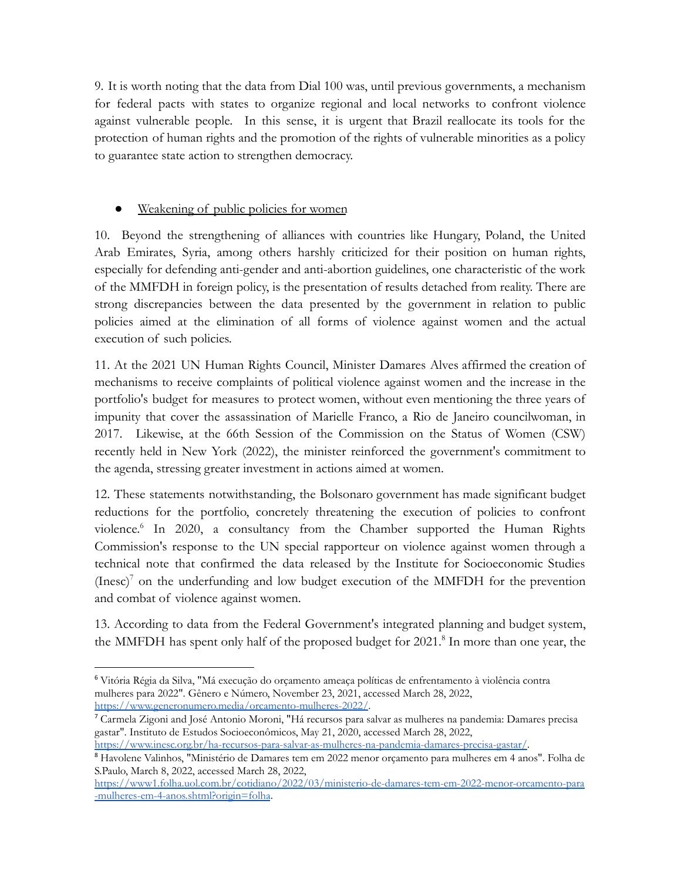9. It is worth noting that the data from Dial 100 was, until previous governments, a mechanism for federal pacts with states to organize regional and local networks to confront violence against vulnerable people. In this sense, it is urgent that Brazil reallocate its tools for the protection of human rights and the promotion of the rights of vulnerable minorities as a policy to guarantee state action to strengthen democracy.

- Weakening of public policies for women

10. Beyond the strengthening of alliances with countries like Hungary, Poland, the United Arab Emirates, Syria, among others harshly criticized for their position on human rights, especially for defending anti-gender and anti-abortion guidelines, one characteristic of the work of the MMFDH in foreign policy, is the presentation of results detached from reality. There are strong discrepancies between the data presented by the government in relation to public policies aimed at the elimination of all forms of violence against women and the actual execution of such policies.

11. At the 2021 UN Human Rights Council, Minister Damares Alves affirmed the creation of mechanisms to receive complaints of political violence against women and the increase in the portfolio's budget for measures to protect women, without even mentioning the three years of impunity that cover the assassination of Marielle Franco, a Rio de Janeiro councilwoman, in 2017. Likewise, at the 66th Session of the Commission on the Status of Women (CSW) recently held in New York (2022), the minister reinforced the government's commitment to the agenda, stressing greater investment in actions aimed at women.

12. These statements notwithstanding, the Bolsonaro government has made significant budget reductions for the portfolio, concretely threatening the execution of policies to confront violence.[6] In 2020, a consultancy from the Chamber supported the Human Rights Commission's response to the UN special rapporteur on violence against women through a technical note that confirmed the data released by the Institute for Socioeconomic Studies (Inesc)[7] on the underfunding and low budget execution of the MMFDH for the prevention and combat of violence against women.

13. According to data from the Federal Government's integrated planning and budget system, the MMFDH has spent only half of the proposed budget for 2021.[8] In more than one year, the

---

[6] Vitória Régia da Silva, "Má execução do orçamento ameaça políticas de enfrentamento à violência contra mulheres para 2022". Gênero e Número, November 23, 2021, accessed March 28, 2022, https://www.generonumero.media/orcamento-mulheres-2022/.

[7] Carmela Zigoni and José Antonio Moroni, "Há recursos para salvar as mulheres na pandemia: Damares precisa gastar". Instituto de Estudos Socioeconômicos, May 21, 2020, accessed March 28, 2022, https://www.inesc.org.br/ha-recursos-para-salvar-as-mulheres-na-pandemia-damares-precisa-gastar/.

[8] Havolene Valinhos, "Ministério de Damares tem em 2022 menor orçamento para mulheres em 4 anos". Folha de S.Paulo, March 8, 2022, accessed March 28, 2022, https://www1.folha.uol.com.br/cotidiano/2022/03/ministerio-de-damares-tem-em-2022-menor-orcamento-para-mulheres-em-4-anos.shtml?origin=folha.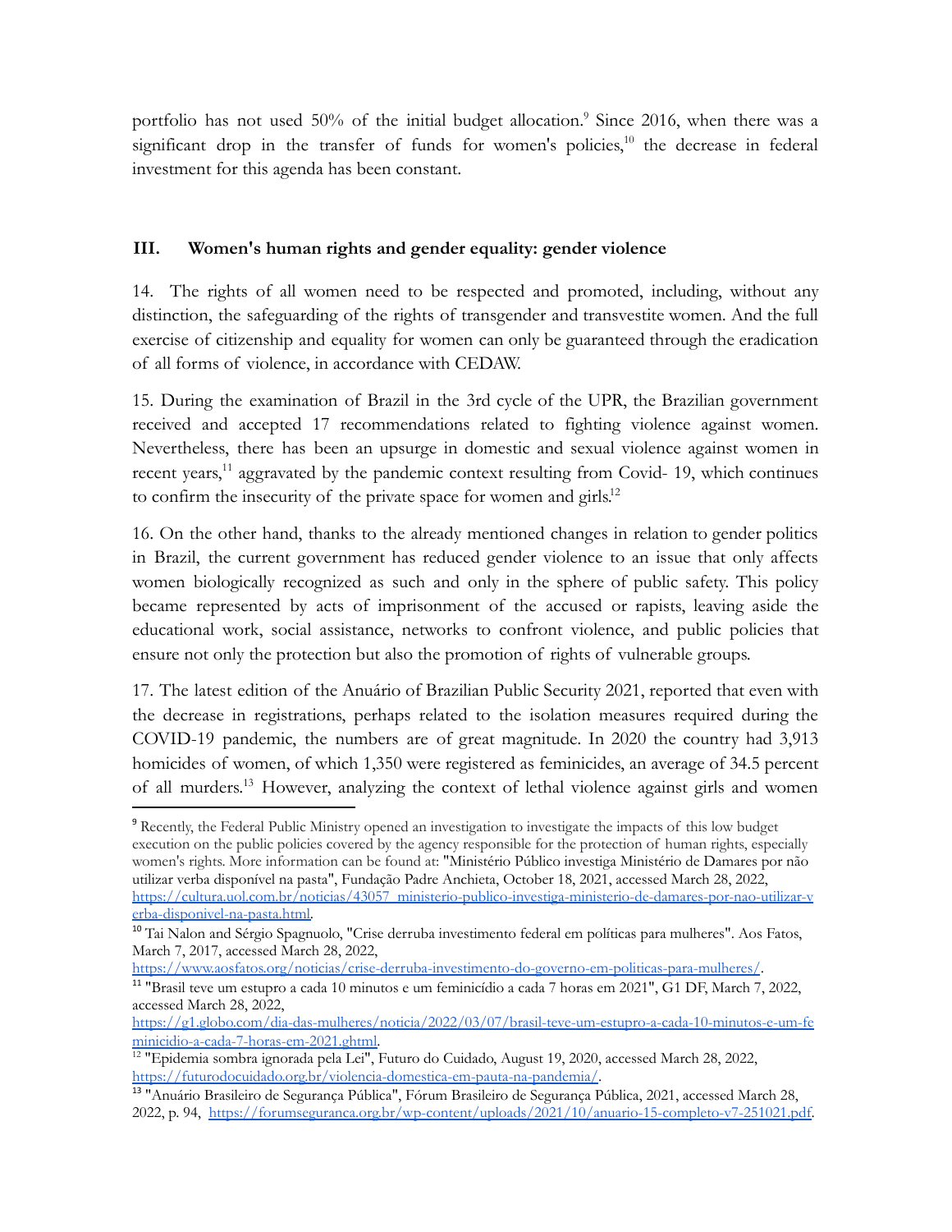portfolio has not used 50% of the initial budget allocation.[9] Since 2016, when there was a significant drop in the transfer of funds for women's policies,[10] the decrease in federal investment for this agenda has been constant.

## III. Women's human rights and gender equality: gender violence

14. The rights of all women need to be respected and promoted, including, without any distinction, the safeguarding of the rights of transgender and transvestite women. And the full exercise of citizenship and equality for women can only be guaranteed through the eradication of all forms of violence, in accordance with CEDAW.

15. During the examination of Brazil in the 3rd cycle of the UPR, the Brazilian government received and accepted 17 recommendations related to fighting violence against women. Nevertheless, there has been an upsurge in domestic and sexual violence against women in recent years,[11] aggravated by the pandemic context resulting from Covid- 19, which continues to confirm the insecurity of the private space for women and girls.[12]

16. On the other hand, thanks to the already mentioned changes in relation to gender politics in Brazil, the current government has reduced gender violence to an issue that only affects women biologically recognized as such and only in the sphere of public safety. This policy became represented by acts of imprisonment of the accused or rapists, leaving aside the educational work, social assistance, networks to confront violence, and public policies that ensure not only the protection but also the promotion of rights of vulnerable groups.

17. The latest edition of the Anuário of Brazilian Public Security 2021, reported that even with the decrease in registrations, perhaps related to the isolation measures required during the COVID-19 pandemic, the numbers are of great magnitude. In 2020 the country had 3,913 homicides of women, of which 1,350 were registered as feminicides, an average of 34.5 percent of all murders.[13] However, analyzing the context of lethal violence against girls and women

---

[9] Recently, the Federal Public Ministry opened an investigation to investigate the impacts of this low budget execution on the public policies covered by the agency responsible for the protection of human rights, especially women's rights. More information can be found at: "Ministério Público investiga Ministério de Damares por não utilizar verba disponível na pasta", Fundação Padre Anchieta, October 18, 2021, accessed March 28, 2022, https://cultura.uol.com.br/noticias/43057_ministerio-publico-investiga-ministerio-de-damares-por-nao-utilizar-verba-disponivel-na-pasta.html.

[10] Tai Nalon and Sérgio Spagnuolo, "Crise derruba investimento federal em políticas para mulheres". Aos Fatos, March 7, 2017, accessed March 28, 2022, https://www.aosfatos.org/noticias/crise-derruba-investimento-do-governo-em-politicas-para-mulheres/.

[11] "Brasil teve um estupro a cada 10 minutos e um feminicídio a cada 7 horas em 2021", G1 DF, March 7, 2022, accessed March 28, 2022, https://g1.globo.com/dia-das-mulheres/noticia/2022/03/07/brasil-teve-um-estupro-a-cada-10-minutos-e-um-feminicidio-a-cada-7-horas-em-2021.ghtml.

[12] "Epidemia sombra ignorada pela Lei", Futuro do Cuidado, August 19, 2020, accessed March 28, 2022, https://futurodocuidado.org.br/violencia-domestica-em-pauta-na-pandemia/.

[13] "Anuário Brasileiro de Segurança Pública", Fórum Brasileiro de Segurança Pública, 2021, accessed March 28, 2022, p. 94, https://forumseguranca.org.br/wp-content/uploads/2021/10/anuario-15-completo-v7-251021.pdf.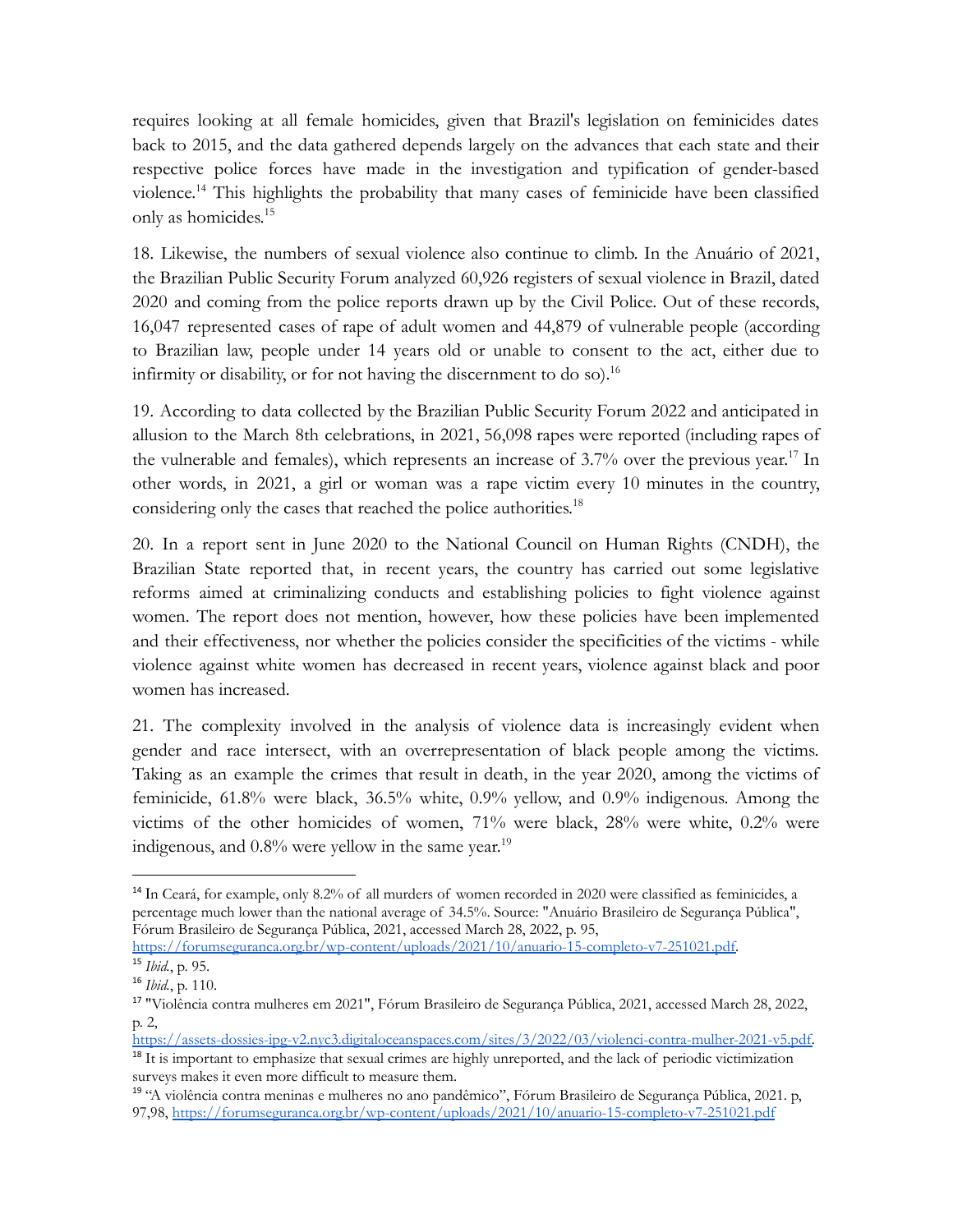requires looking at all female homicides, given that Brazil's legislation on feminicides dates back to 2015, and the data gathered depends largely on the advances that each state and their respective police forces have made in the investigation and typification of gender-based violence.[14] This highlights the probability that many cases of feminicide have been classified only as homicides.[15]

18. Likewise, the numbers of sexual violence also continue to climb. In the Anuário of 2021, the Brazilian Public Security Forum analyzed 60,926 registers of sexual violence in Brazil, dated 2020 and coming from the police reports drawn up by the Civil Police. Out of these records, 16,047 represented cases of rape of adult women and 44,879 of vulnerable people (according to Brazilian law, people under 14 years old or unable to consent to the act, either due to infirmity or disability, or for not having the discernment to do so).[16]

19. According to data collected by the Brazilian Public Security Forum 2022 and anticipated in allusion to the March 8th celebrations, in 2021, 56,098 rapes were reported (including rapes of the vulnerable and females), which represents an increase of 3.7% over the previous year.[17] In other words, in 2021, a girl or woman was a rape victim every 10 minutes in the country, considering only the cases that reached the police authorities.[18]

20. In a report sent in June 2020 to the National Council on Human Rights (CNDH), the Brazilian State reported that, in recent years, the country has carried out some legislative reforms aimed at criminalizing conducts and establishing policies to fight violence against women. The report does not mention, however, how these policies have been implemented and their effectiveness, nor whether the policies consider the specificities of the victims - while violence against white women has decreased in recent years, violence against black and poor women has increased.

21. The complexity involved in the analysis of violence data is increasingly evident when gender and race intersect, with an overrepresentation of black people among the victims. Taking as an example the crimes that result in death, in the year 2020, among the victims of feminicide, 61.8% were black, 36.5% white, 0.9% yellow, and 0.9% indigenous. Among the victims of the other homicides of women, 71% were black, 28% were white, 0.2% were indigenous, and 0.8% were yellow in the same year.[19]

---

[14] In Ceará, for example, only 8.2% of all murders of women recorded in 2020 were classified as feminicides, a percentage much lower than the national average of 34.5%. Source: "Anuário Brasileiro de Segurança Pública", Fórum Brasileiro de Segurança Pública, 2021, accessed March 28, 2022, p. 95, https://forumseguranca.org.br/wp-content/uploads/2021/10/anuario-15-completo-v7-251021.pdf.

[15] *Ibid.*, p. 95.

[16] *Ibid.*, p. 110.

[17] "Violência contra mulheres em 2021", Fórum Brasileiro de Segurança Pública, 2021, accessed March 28, 2022, p. 2, https://assets-dossies-ipg-v2.nyc3.digitaloceanspaces.com/sites/3/2022/03/violenci-contra-mulher-2021-v5.pdf.

[18] It is important to emphasize that sexual crimes are highly unreported, and the lack of periodic victimization surveys makes it even more difficult to measure them.

[19] "A violência contra meninas e mulheres no ano pandêmico", Fórum Brasileiro de Segurança Pública, 2021. p, 97,98, https://forumseguranca.org.br/wp-content/uploads/2021/10/anuario-15-completo-v7-251021.pdf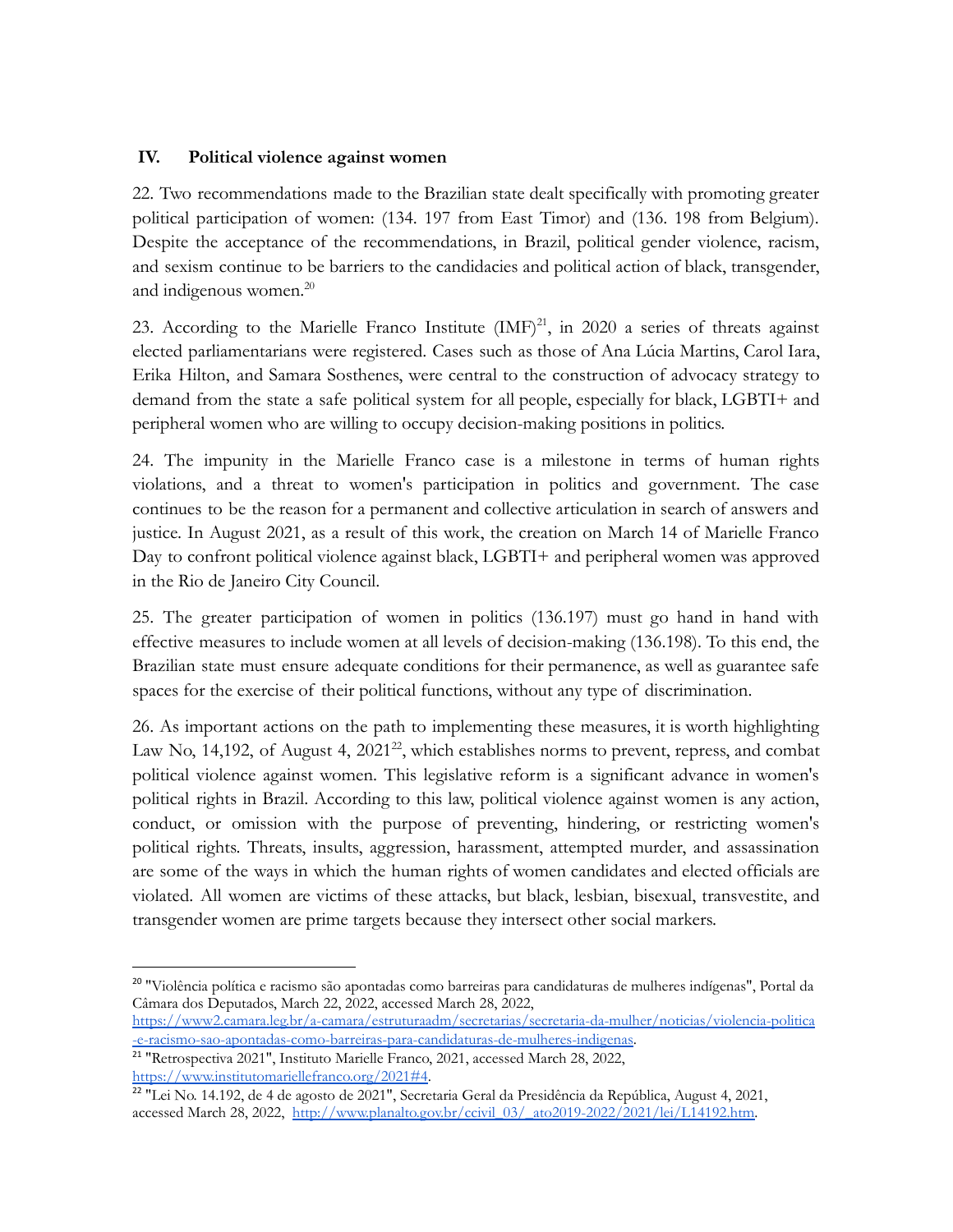## IV. Political violence against women

22. Two recommendations made to the Brazilian state dealt specifically with promoting greater political participation of women: (134. 197 from East Timor) and (136. 198 from Belgium). Despite the acceptance of the recommendations, in Brazil, political gender violence, racism, and sexism continue to be barriers to the candidacies and political action of black, transgender, and indigenous women.[20]

23. According to the Marielle Franco Institute (IMF)[21], in 2020 a series of threats against elected parliamentarians were registered. Cases such as those of Ana Lúcia Martins, Carol Iara, Erika Hilton, and Samara Sosthenes, were central to the construction of advocacy strategy to demand from the state a safe political system for all people, especially for black, LGBTI+ and peripheral women who are willing to occupy decision-making positions in politics.

24. The impunity in the Marielle Franco case is a milestone in terms of human rights violations, and a threat to women's participation in politics and government. The case continues to be the reason for a permanent and collective articulation in search of answers and justice. In August 2021, as a result of this work, the creation on March 14 of Marielle Franco Day to confront political violence against black, LGBTI+ and peripheral women was approved in the Rio de Janeiro City Council.

25. The greater participation of women in politics (136.197) must go hand in hand with effective measures to include women at all levels of decision-making (136.198). To this end, the Brazilian state must ensure adequate conditions for their permanence, as well as guarantee safe spaces for the exercise of their political functions, without any type of discrimination.

26. As important actions on the path to implementing these measures, it is worth highlighting Law No, 14,192, of August 4, 2021[22], which establishes norms to prevent, repress, and combat political violence against women. This legislative reform is a significant advance in women's political rights in Brazil. According to this law, political violence against women is any action, conduct, or omission with the purpose of preventing, hindering, or restricting women's political rights. Threats, insults, aggression, harassment, attempted murder, and assassination are some of the ways in which the human rights of women candidates and elected officials are violated. All women are victims of these attacks, but black, lesbian, bisexual, transvestite, and transgender women are prime targets because they intersect other social markers.

---

[20] "Violência política e racismo são apontadas como barreiras para candidaturas de mulheres indígenas", Portal da Câmara dos Deputados, March 22, 2022, accessed March 28, 2022, https://www2.camara.leg.br/a-camara/estruturaadm/secretarias/secretaria-da-mulher/noticias/violencia-politica-e-racismo-sao-apontadas-como-barreiras-para-candidaturas-de-mulheres-indigenas.

[21] "Retrospectiva 2021", Instituto Marielle Franco, 2021, accessed March 28, 2022, https://www.institutomariellefranco.org/2021#4.

[22] "Lei No. 14.192, de 4 de agosto de 2021", Secretaria Geral da Presidência da República, August 4, 2021, accessed March 28, 2022, http://www.planalto.gov.br/ccivil_03/_ato2019-2022/2021/lei/L14192.htm.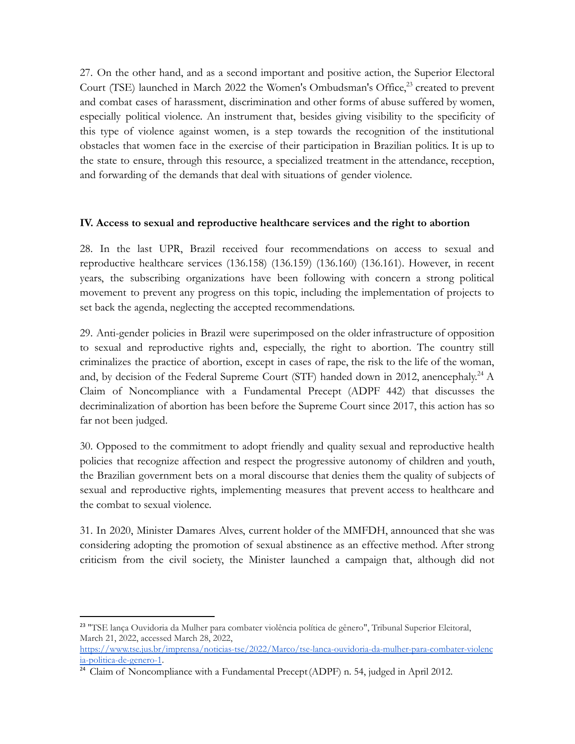27. On the other hand, and as a second important and positive action, the Superior Electoral Court (TSE) launched in March 2022 the Women's Ombudsman's Office,[23] created to prevent and combat cases of harassment, discrimination and other forms of abuse suffered by women, especially political violence. An instrument that, besides giving visibility to the specificity of this type of violence against women, is a step towards the recognition of the institutional obstacles that women face in the exercise of their participation in Brazilian politics. It is up to the state to ensure, through this resource, a specialized treatment in the attendance, reception, and forwarding of the demands that deal with situations of gender violence.

## IV. Access to sexual and reproductive healthcare services and the right to abortion

28. In the last UPR, Brazil received four recommendations on access to sexual and reproductive healthcare services (136.158) (136.159) (136.160) (136.161). However, in recent years, the subscribing organizations have been following with concern a strong political movement to prevent any progress on this topic, including the implementation of projects to set back the agenda, neglecting the accepted recommendations.

29. Anti-gender policies in Brazil were superimposed on the older infrastructure of opposition to sexual and reproductive rights and, especially, the right to abortion. The country still criminalizes the practice of abortion, except in cases of rape, the risk to the life of the woman, and, by decision of the Federal Supreme Court (STF) handed down in 2012, anencephaly.[24] A Claim of Noncompliance with a Fundamental Precept (ADPF 442) that discusses the decriminalization of abortion has been before the Supreme Court since 2017, this action has so far not been judged.

30. Opposed to the commitment to adopt friendly and quality sexual and reproductive health policies that recognize affection and respect the progressive autonomy of children and youth, the Brazilian government bets on a moral discourse that denies them the quality of subjects of sexual and reproductive rights, implementing measures that prevent access to healthcare and the combat to sexual violence.

31. In 2020, Minister Damares Alves, current holder of the MMFDH, announced that she was considering adopting the promotion of sexual abstinence as an effective method. After strong criticism from the civil society, the Minister launched a campaign that, although did not

---

[23] "TSE lança Ouvidoria da Mulher para combater violência política de gênero", Tribunal Superior Eleitoral, March 21, 2022, accessed March 28, 2022, https://www.tse.jus.br/imprensa/noticias-tse/2022/Marco/tse-lanca-ouvidoria-da-mulher-para-combater-violencia-politica-de-genero-1.

[24] Claim of Noncompliance with a Fundamental Precept (ADPF) n. 54, judged in April 2012.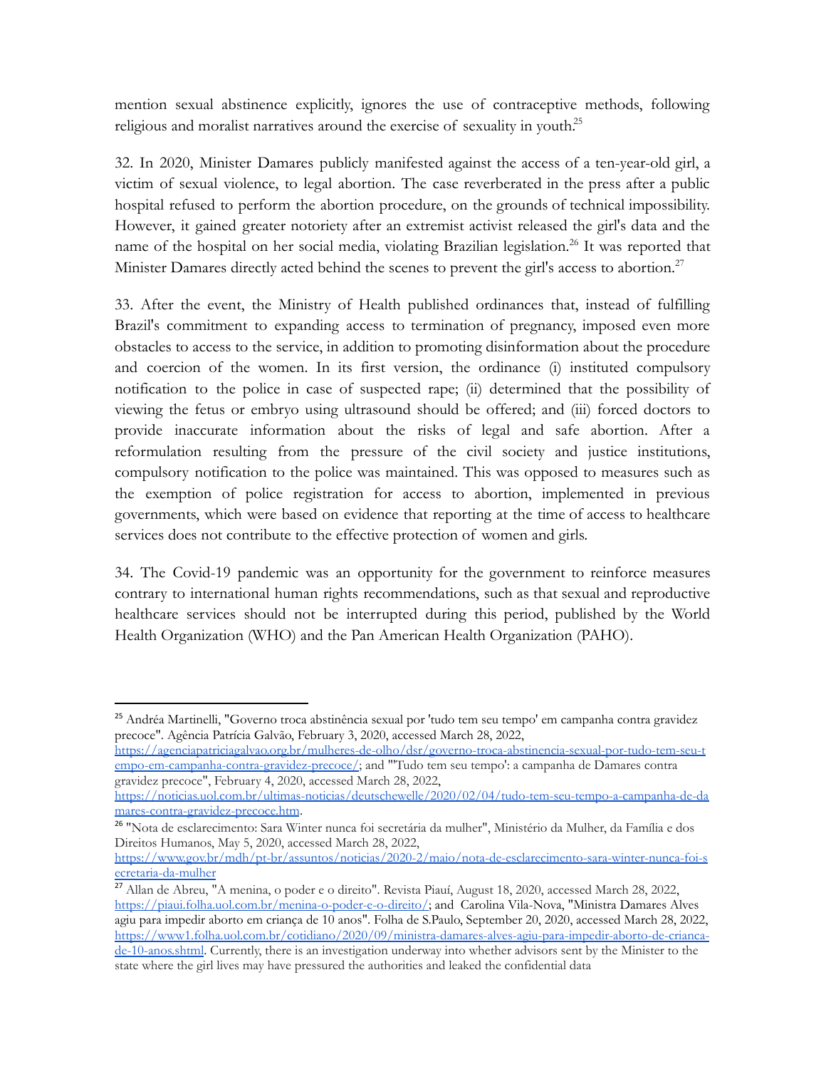mention sexual abstinence explicitly, ignores the use of contraceptive methods, following religious and moralist narratives around the exercise of sexuality in youth.[25]

32. In 2020, Minister Damares publicly manifested against the access of a ten-year-old girl, a victim of sexual violence, to legal abortion. The case reverberated in the press after a public hospital refused to perform the abortion procedure, on the grounds of technical impossibility. However, it gained greater notoriety after an extremist activist released the girl's data and the name of the hospital on her social media, violating Brazilian legislation.[26] It was reported that Minister Damares directly acted behind the scenes to prevent the girl's access to abortion.[27]

33. After the event, the Ministry of Health published ordinances that, instead of fulfilling Brazil's commitment to expanding access to termination of pregnancy, imposed even more obstacles to access to the service, in addition to promoting disinformation about the procedure and coercion of the women. In its first version, the ordinance (i) instituted compulsory notification to the police in case of suspected rape; (ii) determined that the possibility of viewing the fetus or embryo using ultrasound should be offered; and (iii) forced doctors to provide inaccurate information about the risks of legal and safe abortion. After a reformulation resulting from the pressure of the civil society and justice institutions, compulsory notification to the police was maintained. This was opposed to measures such as the exemption of police registration for access to abortion, implemented in previous governments, which were based on evidence that reporting at the time of access to healthcare services does not contribute to the effective protection of women and girls.

34. The Covid-19 pandemic was an opportunity for the government to reinforce measures contrary to international human rights recommendations, such as that sexual and reproductive healthcare services should not be interrupted during this period, published by the World Health Organization (WHO) and the Pan American Health Organization (PAHO).

---

[25] Andréa Martinelli, "Governo troca abstinência sexual por 'tudo tem seu tempo' em campanha contra gravidez precoce". Agência Patrícia Galvão, February 3, 2020, accessed March 28, 2022, https://agenciapatriciagalvao.org.br/mulheres-de-olho/dsr/governo-troca-abstinencia-sexual-por-tudo-tem-seu-tempo-em-campanha-contra-gravidez-precoce/; and "'Tudo tem seu tempo': a campanha de Damares contra gravidez precoce", February 4, 2020, accessed March 28, 2022, https://noticias.uol.com.br/ultimas-noticias/deutschewelle/2020/02/04/tudo-tem-seu-tempo-a-campanha-de-damares-contra-gravidez-precoce.htm.

[26] "Nota de esclarecimento: Sara Winter nunca foi secretária da mulher", Ministério da Mulher, da Família e dos Direitos Humanos, May 5, 2020, accessed March 28, 2022, https://www.gov.br/mdh/pt-br/assuntos/noticias/2020-2/maio/nota-de-esclarecimento-sara-winter-nunca-foi-secretaria-da-mulher

[27] Allan de Abreu, "A menina, o poder e o direito". Revista Piauí, August 18, 2020, accessed March 28, 2022, https://piaui.folha.uol.com.br/menina-o-poder-e-o-direito/; and Carolina Vila-Nova, "Ministra Damares Alves agiu para impedir aborto em criança de 10 anos". Folha de S.Paulo, September 20, 2020, accessed March 28, 2022, https://www1.folha.uol.com.br/cotidiano/2020/09/ministra-damares-alves-agiu-para-impedir-aborto-de-crianca-de-10-anos.shtml. Currently, there is an investigation underway into whether advisors sent by the Minister to the state where the girl lives may have pressured the authorities and leaked the confidential data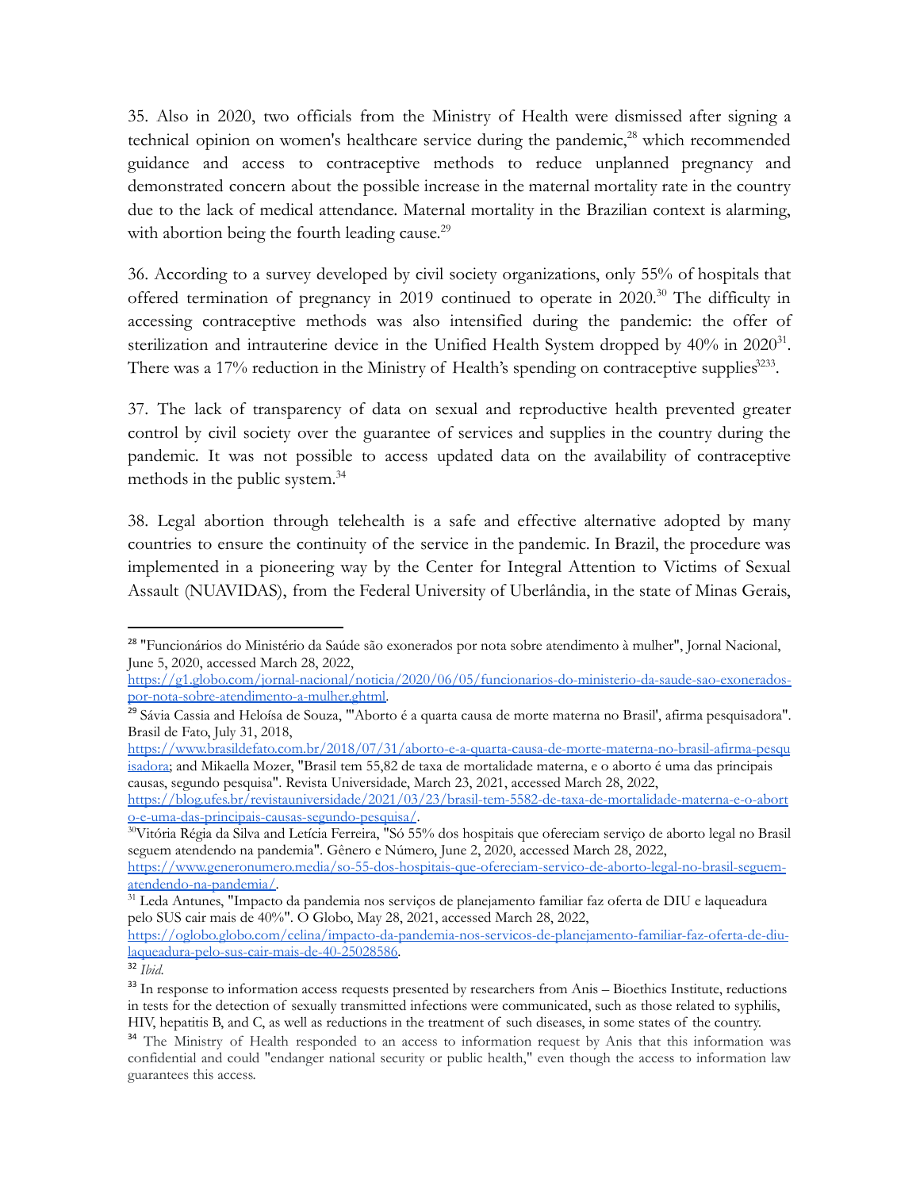35. Also in 2020, two officials from the Ministry of Health were dismissed after signing a technical opinion on women's healthcare service during the pandemic,[28] which recommended guidance and access to contraceptive methods to reduce unplanned pregnancy and demonstrated concern about the possible increase in the maternal mortality rate in the country due to the lack of medical attendance. Maternal mortality in the Brazilian context is alarming, with abortion being the fourth leading cause.[29]

36. According to a survey developed by civil society organizations, only 55% of hospitals that offered termination of pregnancy in 2019 continued to operate in 2020.[30] The difficulty in accessing contraceptive methods was also intensified during the pandemic: the offer of sterilization and intrauterine device in the Unified Health System dropped by 40% in 2020[31]. There was a 17% reduction in the Ministry of Health's spending on contraceptive supplies[32][33].

37. The lack of transparency of data on sexual and reproductive health prevented greater control by civil society over the guarantee of services and supplies in the country during the pandemic. It was not possible to access updated data on the availability of contraceptive methods in the public system.[34]

38. Legal abortion through telehealth is a safe and effective alternative adopted by many countries to ensure the continuity of the service in the pandemic. In Brazil, the procedure was implemented in a pioneering way by the Center for Integral Attention to Victims of Sexual Assault (NUAVIDAS), from the Federal University of Uberlândia, in the state of Minas Gerais,

---

[28] "Funcionários do Ministério da Saúde são exonerados por nota sobre atendimento à mulher", Jornal Nacional, June 5, 2020, accessed March 28, 2022, https://g1.globo.com/jornal-nacional/noticia/2020/06/05/funcionarios-do-ministerio-da-saude-sao-exonerados-por-nota-sobre-atendimento-a-mulher.ghtml.

[29] Sávia Cassia and Heloísa de Souza, "'Aborto é a quarta causa de morte materna no Brasil', afirma pesquisadora". Brasil de Fato, July 31, 2018, https://www.brasildefato.com.br/2018/07/31/aborto-e-a-quarta-causa-de-morte-materna-no-brasil-afirma-pesquisadora; and Mikaella Mozer, "Brasil tem 55,82 de taxa de mortalidade materna, e o aborto é uma das principais causas, segundo pesquisa". Revista Universidade, March 23, 2021, accessed March 28, 2022, https://blog.ufes.br/revistauniversidade/2021/03/23/brasil-tem-5582-de-taxa-de-mortalidade-materna-e-o-aborto-e-uma-das-principais-causas-segundo-pesquisa/.

[30] Vitória Régia da Silva and Letícia Ferreira, "Só 55% dos hospitais que ofereciam serviço de aborto legal no Brasil seguem atendendo na pandemia". Gênero e Número, June 2, 2020, accessed March 28, 2022, https://www.generonumero.media/so-55-dos-hospitais-que-ofereciam-servico-de-aborto-legal-no-brasil-seguem-atendendo-na-pandemia/.

[31] Leda Antunes, "Impacto da pandemia nos serviços de planejamento familiar faz oferta de DIU e laqueadura pelo SUS cair mais de 40%". O Globo, May 28, 2021, accessed March 28, 2022, https://oglobo.globo.com/celina/impacto-da-pandemia-nos-servicos-de-planejamento-familiar-faz-oferta-de-diu-laqueadura-pelo-sus-cair-mais-de-40-25028586.

[32] *Ibid*.

[33] In response to information access requests presented by researchers from Anis – Bioethics Institute, reductions in tests for the detection of sexually transmitted infections were communicated, such as those related to syphilis, HIV, hepatitis B, and C, as well as reductions in the treatment of such diseases, in some states of the country.

[34] The Ministry of Health responded to an access to information request by Anis that this information was confidential and could "endanger national security or public health," even though the access to information law guarantees this access.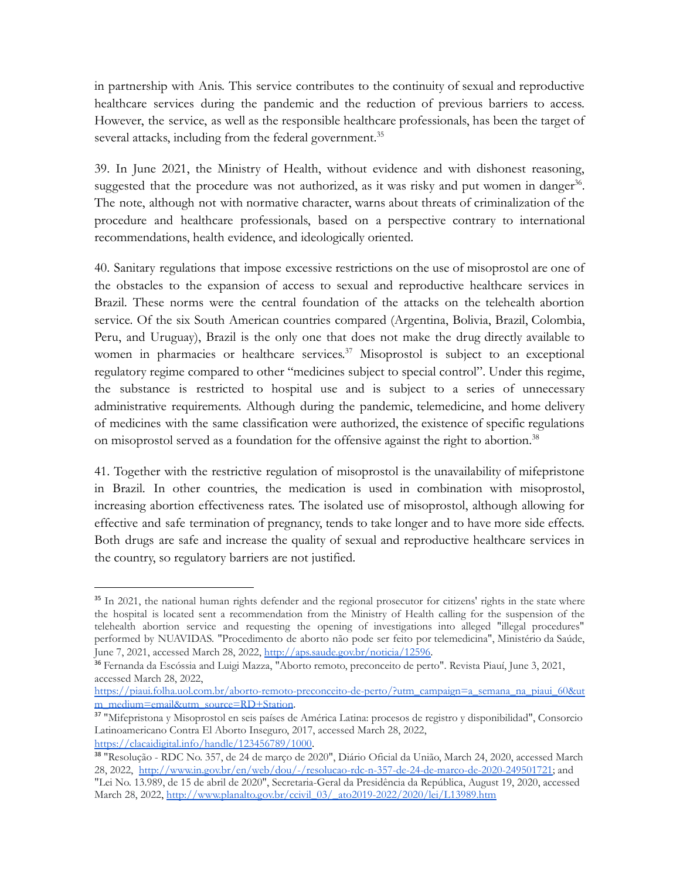in partnership with Anis. This service contributes to the continuity of sexual and reproductive healthcare services during the pandemic and the reduction of previous barriers to access. However, the service, as well as the responsible healthcare professionals, has been the target of several attacks, including from the federal government.[35]

39. In June 2021, the Ministry of Health, without evidence and with dishonest reasoning, suggested that the procedure was not authorized, as it was risky and put women in danger[36]. The note, although not with normative character, warns about threats of criminalization of the procedure and healthcare professionals, based on a perspective contrary to international recommendations, health evidence, and ideologically oriented.

40. Sanitary regulations that impose excessive restrictions on the use of misoprostol are one of the obstacles to the expansion of access to sexual and reproductive healthcare services in Brazil. These norms were the central foundation of the attacks on the telehealth abortion service. Of the six South American countries compared (Argentina, Bolivia, Brazil, Colombia, Peru, and Uruguay), Brazil is the only one that does not make the drug directly available to women in pharmacies or healthcare services.[37] Misoprostol is subject to an exceptional regulatory regime compared to other "medicines subject to special control". Under this regime, the substance is restricted to hospital use and is subject to a series of unnecessary administrative requirements. Although during the pandemic, telemedicine, and home delivery of medicines with the same classification were authorized, the existence of specific regulations on misoprostol served as a foundation for the offensive against the right to abortion.[38]

41. Together with the restrictive regulation of misoprostol is the unavailability of mifepristone in Brazil. In other countries, the medication is used in combination with misoprostol, increasing abortion effectiveness rates. The isolated use of misoprostol, although allowing for effective and safe termination of pregnancy, tends to take longer and to have more side effects. Both drugs are safe and increase the quality of sexual and reproductive healthcare services in the country, so regulatory barriers are not justified.

---

[35] In 2021, the national human rights defender and the regional prosecutor for citizens' rights in the state where the hospital is located sent a recommendation from the Ministry of Health calling for the suspension of the telehealth abortion service and requesting the opening of investigations into alleged "illegal procedures" performed by NUAVIDAS. "Procedimento de aborto não pode ser feito por telemedicina", Ministério da Saúde, June 7, 2021, accessed March 28, 2022, http://aps.saude.gov.br/noticia/12596.

[36] Fernanda da Escóssia and Luigi Mazza, "Aborto remoto, preconceito de perto". Revista Piauí, June 3, 2021, accessed March 28, 2022, https://piaui.folha.uol.com.br/aborto-remoto-preconceito-de-perto/?utm_campaign=a_semana_na_piaui_60&utm_medium=email&utm_source=RD+Station.

[37] "Mifepristona y Misoprostol en seis países de América Latina: procesos de registro y disponibilidad", Consorcio Latinoamericano Contra El Aborto Inseguro, 2017, accessed March 28, 2022, https://clacaidigital.info/handle/123456789/1000.

[38] "Resolução - RDC No. 357, de 24 de março de 2020", Diário Oficial da União, March 24, 2020, accessed March 28, 2022, http://www.in.gov.br/en/web/dou/-/resolucao-rdc-n-357-de-24-de-marco-de-2020-249501721; and "Lei No. 13.989, de 15 de abril de 2020", Secretaria-Geral da Presidência da República, August 19, 2020, accessed March 28, 2022, http://www.planalto.gov.br/ccivil_03/_ato2019-2022/2020/lei/L13989.htm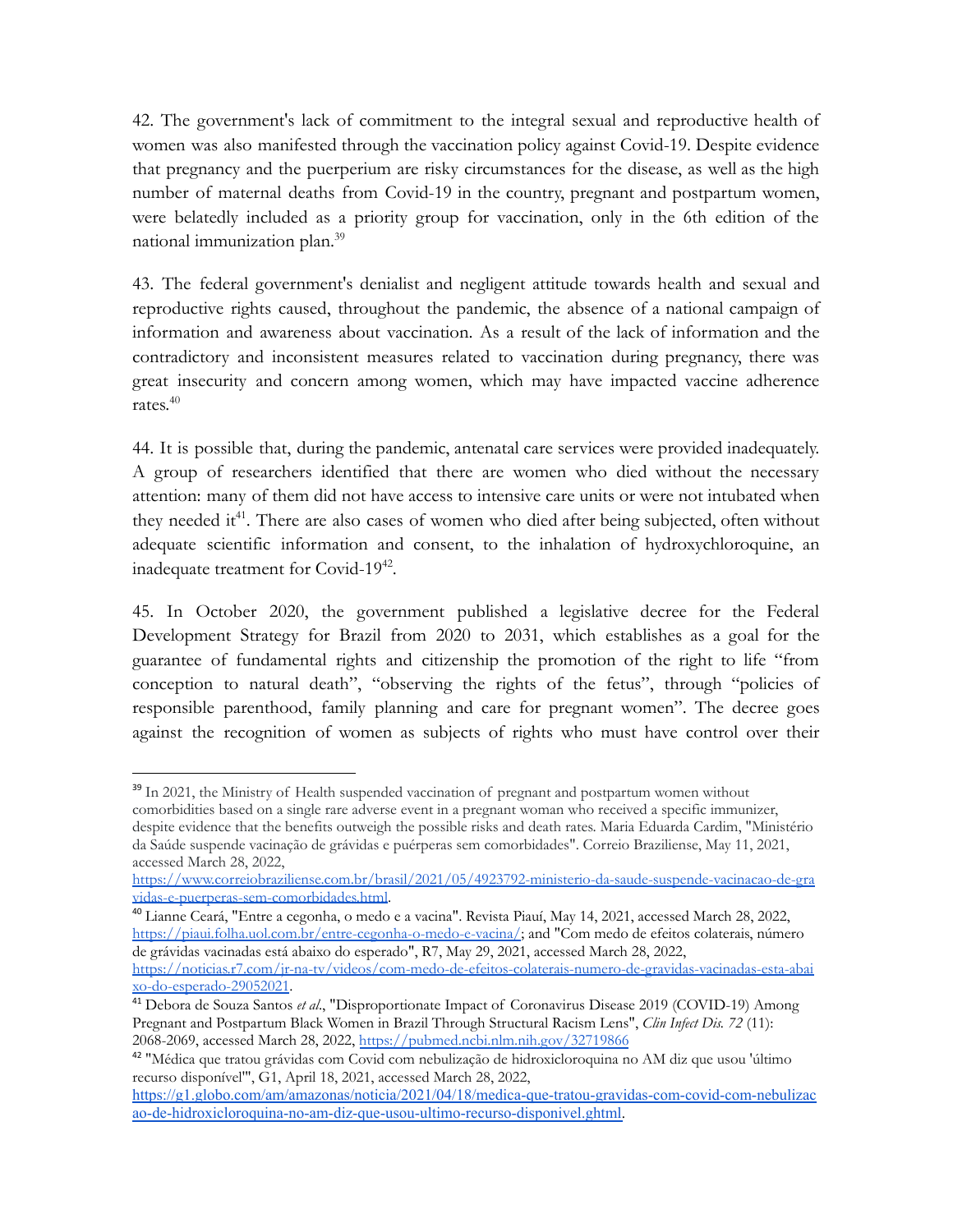42. The government's lack of commitment to the integral sexual and reproductive health of women was also manifested through the vaccination policy against Covid-19. Despite evidence that pregnancy and the puerperium are risky circumstances for the disease, as well as the high number of maternal deaths from Covid-19 in the country, pregnant and postpartum women, were belatedly included as a priority group for vaccination, only in the 6th edition of the national immunization plan.[39]

43. The federal government's denialist and negligent attitude towards health and sexual and reproductive rights caused, throughout the pandemic, the absence of a national campaign of information and awareness about vaccination. As a result of the lack of information and the contradictory and inconsistent measures related to vaccination during pregnancy, there was great insecurity and concern among women, which may have impacted vaccine adherence rates.[40]

44. It is possible that, during the pandemic, antenatal care services were provided inadequately. A group of researchers identified that there are women who died without the necessary attention: many of them did not have access to intensive care units or were not intubated when they needed it[41]. There are also cases of women who died after being subjected, often without adequate scientific information and consent, to the inhalation of hydroxychloroquine, an inadequate treatment for Covid-19[42].

45. In October 2020, the government published a legislative decree for the Federal Development Strategy for Brazil from 2020 to 2031, which establishes as a goal for the guarantee of fundamental rights and citizenship the promotion of the right to life "from conception to natural death", "observing the rights of the fetus", through "policies of responsible parenthood, family planning and care for pregnant women". The decree goes against the recognition of women as subjects of rights who must have control over their

---

[39] In 2021, the Ministry of Health suspended vaccination of pregnant and postpartum women without comorbidities based on a single rare adverse event in a pregnant woman who received a specific immunizer, despite evidence that the benefits outweigh the possible risks and death rates. Maria Eduarda Cardim, "Ministério da Saúde suspende vacinação de grávidas e puérperas sem comorbidades". Correio Braziliense, May 11, 2021, accessed March 28, 2022, https://www.correiobraziliense.com.br/brasil/2021/05/4923792-ministerio-da-saude-suspende-vacinacao-de-gravidas-e-puerperas-sem-comorbidades.html.

[40] Lianne Ceará, "Entre a cegonha, o medo e a vacina". Revista Piauí, May 14, 2021, accessed March 28, 2022, https://piaui.folha.uol.com.br/entre-cegonha-o-medo-e-vacina/; and "Com medo de efeitos colaterais, número de grávidas vacinadas está abaixo do esperado", R7, May 29, 2021, accessed March 28, 2022, https://noticias.r7.com/jr-na-tv/videos/com-medo-de-efeitos-colaterais-numero-de-gravidas-vacinadas-esta-abaixo-do-esperado-29052021.

[41] Debora de Souza Santos *et al.*, "Disproportionate Impact of Coronavirus Disease 2019 (COVID-19) Among Pregnant and Postpartum Black Women in Brazil Through Structural Racism Lens", *Clin Infect Dis. 72* (11): 2068-2069, accessed March 28, 2022, https://pubmed.ncbi.nlm.nih.gov/32719866

[42] "Médica que tratou grávidas com Covid com nebulização de hidroxicloroquina no AM diz que usou 'último recurso disponível'", G1, April 18, 2021, accessed March 28, 2022, https://g1.globo.com/am/amazonas/noticia/2021/04/18/medica-que-tratou-gravidas-com-covid-com-nebulizacao-de-hidroxicloroquina-no-am-diz-que-usou-ultimo-recurso-disponivel.ghtml.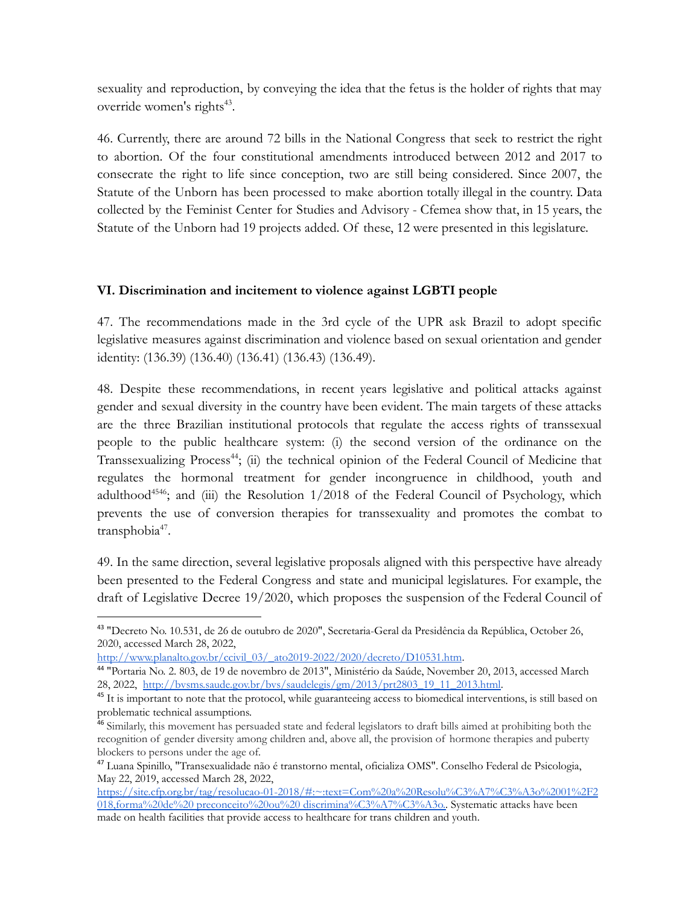sexuality and reproduction, by conveying the idea that the fetus is the holder of rights that may override women's rights[43].

46. Currently, there are around 72 bills in the National Congress that seek to restrict the right to abortion. Of the four constitutional amendments introduced between 2012 and 2017 to consecrate the right to life since conception, two are still being considered. Since 2007, the Statute of the Unborn has been processed to make abortion totally illegal in the country. Data collected by the Feminist Center for Studies and Advisory - Cfemea show that, in 15 years, the Statute of the Unborn had 19 projects added. Of these, 12 were presented in this legislature.

## VI. Discrimination and incitement to violence against LGBTI people

47. The recommendations made in the 3rd cycle of the UPR ask Brazil to adopt specific legislative measures against discrimination and violence based on sexual orientation and gender identity: (136.39) (136.40) (136.41) (136.43) (136.49).

48. Despite these recommendations, in recent years legislative and political attacks against gender and sexual diversity in the country have been evident. The main targets of these attacks are the three Brazilian institutional protocols that regulate the access rights of transsexual people to the public healthcare system: (i) the second version of the ordinance on the Transsexualizing Process[44]; (ii) the technical opinion of the Federal Council of Medicine that regulates the hormonal treatment for gender incongruence in childhood, youth and adulthood[45][46]; and (iii) the Resolution 1/2018 of the Federal Council of Psychology, which prevents the use of conversion therapies for transsexuality and promotes the combat to transphobia[47].

49. In the same direction, several legislative proposals aligned with this perspective have already been presented to the Federal Congress and state and municipal legislatures. For example, the draft of Legislative Decree 19/2020, which proposes the suspension of the Federal Council of

---

[43] "Decreto No. 10.531, de 26 de outubro de 2020", Secretaria-Geral da Presidência da República, October 26, 2020, accessed March 28, 2022, http://www.planalto.gov.br/ccivil_03/_ato2019-2022/2020/decreto/D10531.htm.

[44] "Portaria No. 2. 803, de 19 de novembro de 2013", Ministério da Saúde, November 20, 2013, accessed March 28, 2022, http://bvsms.saude.gov.br/bvs/saudelegis/gm/2013/prt2803_19_11_2013.html.

[45] It is important to note that the protocol, while guaranteeing access to biomedical interventions, is still based on problematic technical assumptions.

[46] Similarly, this movement has persuaded state and federal legislators to draft bills aimed at prohibiting both the recognition of gender diversity among children and, above all, the provision of hormone therapies and puberty blockers to persons under the age of.

[47] Luana Spinillo, "Transexualidade não é transtorno mental, oficializa OMS". Conselho Federal de Psicologia, May 22, 2019, accessed March 28, 2022, https://site.cfp.org.br/tag/resolucao-01-2018/#:~:text=Com%20a%20Resolu%C3%A7%C3%A3o%2001%2F2018,forma%20de%20preconceito%20ou%20discrimina%C3%A7%C3%A3o.. Systematic attacks have been made on health facilities that provide access to healthcare for trans children and youth.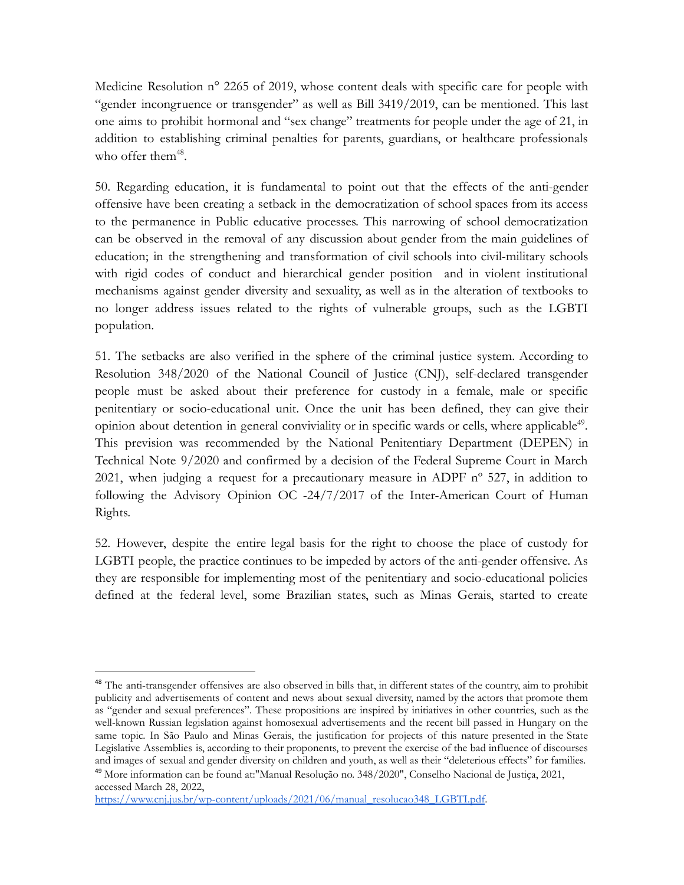Medicine Resolution n° 2265 of 2019, whose content deals with specific care for people with "gender incongruence or transgender" as well as Bill 3419/2019, can be mentioned. This last one aims to prohibit hormonal and "sex change" treatments for people under the age of 21, in addition to establishing criminal penalties for parents, guardians, or healthcare professionals who offer them[48].

50. Regarding education, it is fundamental to point out that the effects of the anti-gender offensive have been creating a setback in the democratization of school spaces from its access to the permanence in Public educative processes. This narrowing of school democratization can be observed in the removal of any discussion about gender from the main guidelines of education; in the strengthening and transformation of civil schools into civil-military schools with rigid codes of conduct and hierarchical gender position and in violent institutional mechanisms against gender diversity and sexuality, as well as in the alteration of textbooks to no longer address issues related to the rights of vulnerable groups, such as the LGBTI population.

51. The setbacks are also verified in the sphere of the criminal justice system. According to Resolution 348/2020 of the National Council of Justice (CNJ), self-declared transgender people must be asked about their preference for custody in a female, male or specific penitentiary or socio-educational unit. Once the unit has been defined, they can give their opinion about detention in general conviviality or in specific wards or cells, where applicable[49]. This prevision was recommended by the National Penitentiary Department (DEPEN) in Technical Note 9/2020 and confirmed by a decision of the Federal Supreme Court in March 2021, when judging a request for a precautionary measure in ADPF nº 527, in addition to following the Advisory Opinion OC -24/7/2017 of the Inter-American Court of Human Rights.

52. However, despite the entire legal basis for the right to choose the place of custody for LGBTI people, the practice continues to be impeded by actors of the anti-gender offensive. As they are responsible for implementing most of the penitentiary and socio-educational policies defined at the federal level, some Brazilian states, such as Minas Gerais, started to create

---

[48] The anti-transgender offensives are also observed in bills that, in different states of the country, aim to prohibit publicity and advertisements of content and news about sexual diversity, named by the actors that promote them as "gender and sexual preferences". These propositions are inspired by initiatives in other countries, such as the well-known Russian legislation against homosexual advertisements and the recent bill passed in Hungary on the same topic. In São Paulo and Minas Gerais, the justification for projects of this nature presented in the State Legislative Assemblies is, according to their proponents, to prevent the exercise of the bad influence of discourses and images of sexual and gender diversity on children and youth, as well as their "deleterious effects" for families.

[49] More information can be found at:"Manual Resolução no. 348/2020", Conselho Nacional de Justiça, 2021, accessed March 28, 2022, https://www.cnj.jus.br/wp-content/uploads/2021/06/manual_resolucao348_LGBTI.pdf.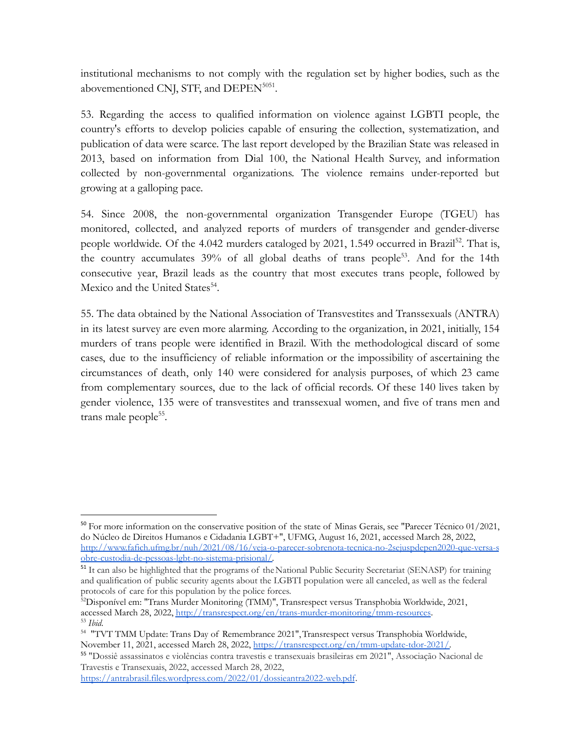institutional mechanisms to not comply with the regulation set by higher bodies, such as the abovementioned CNJ, STF, and DEPEN[50][51].

53. Regarding the access to qualified information on violence against LGBTI people, the country's efforts to develop policies capable of ensuring the collection, systematization, and publication of data were scarce. The last report developed by the Brazilian State was released in 2013, based on information from Dial 100, the National Health Survey, and information collected by non-governmental organizations. The violence remains under-reported but growing at a galloping pace.

54. Since 2008, the non-governmental organization Transgender Europe (TGEU) has monitored, collected, and analyzed reports of murders of transgender and gender-diverse people worldwide. Of the 4.042 murders cataloged by 2021, 1.549 occurred in Brazil[52]. That is, the country accumulates 39% of all global deaths of trans people[53]. And for the 14th consecutive year, Brazil leads as the country that most executes trans people, followed by Mexico and the United States[54].

55. The data obtained by the National Association of Transvestites and Transsexuals (ANTRA) in its latest survey are even more alarming. According to the organization, in 2021, initially, 154 murders of trans people were identified in Brazil. With the methodological discard of some cases, due to the insufficiency of reliable information or the impossibility of ascertaining the circumstances of death, only 140 were considered for analysis purposes, of which 23 came from complementary sources, due to the lack of official records. Of these 140 lives taken by gender violence, 135 were of transvestites and transsexual women, and five of trans men and trans male people[55].

---

[50] For more information on the conservative position of the state of Minas Gerais, see "Parecer Técnico 01/2021, do Núcleo de Direitos Humanos e Cidadania LGBT+", UFMG, August 16, 2021, accessed March 28, 2022, http://www.fafich.ufmg.br/nuh/2021/08/16/veja-o-parecer-sobrenota-tecnica-no-2sejuspdepen2020-que-versa-sobre-custodia-de-pessoas-lgbt-no-sistema-prisional/.

[51] It can also be highlighted that the programs of the National Public Security Secretariat (SENASP) for training and qualification of public security agents about the LGBTI population were all canceled, as well as the federal protocols of care for this population by the police forces.

[52] Disponível em: "Trans Murder Monitoring (TMM)", Transrespect versus Transphobia Worldwide, 2021, accessed March 28, 2022, http://transrespect.org/en/trans-murder-monitoring/tmm-resources.

[53] *Ibid*.

[54] "TVT TMM Update: Trans Day of Remembrance 2021", Transrespect versus Transphobia Worldwide, November 11, 2021, accessed March 28, 2022, https://transrespect.org/en/tmm-update-tdor-2021/.

[55] "Dossiê assassinatos e violências contra travestis e transexuais brasileiras em 2021", Associação Nacional de Travestis e Transexuais, 2022, accessed March 28, 2022, https://antrabrasil.files.wordpress.com/2022/01/dossieantra2022-web.pdf.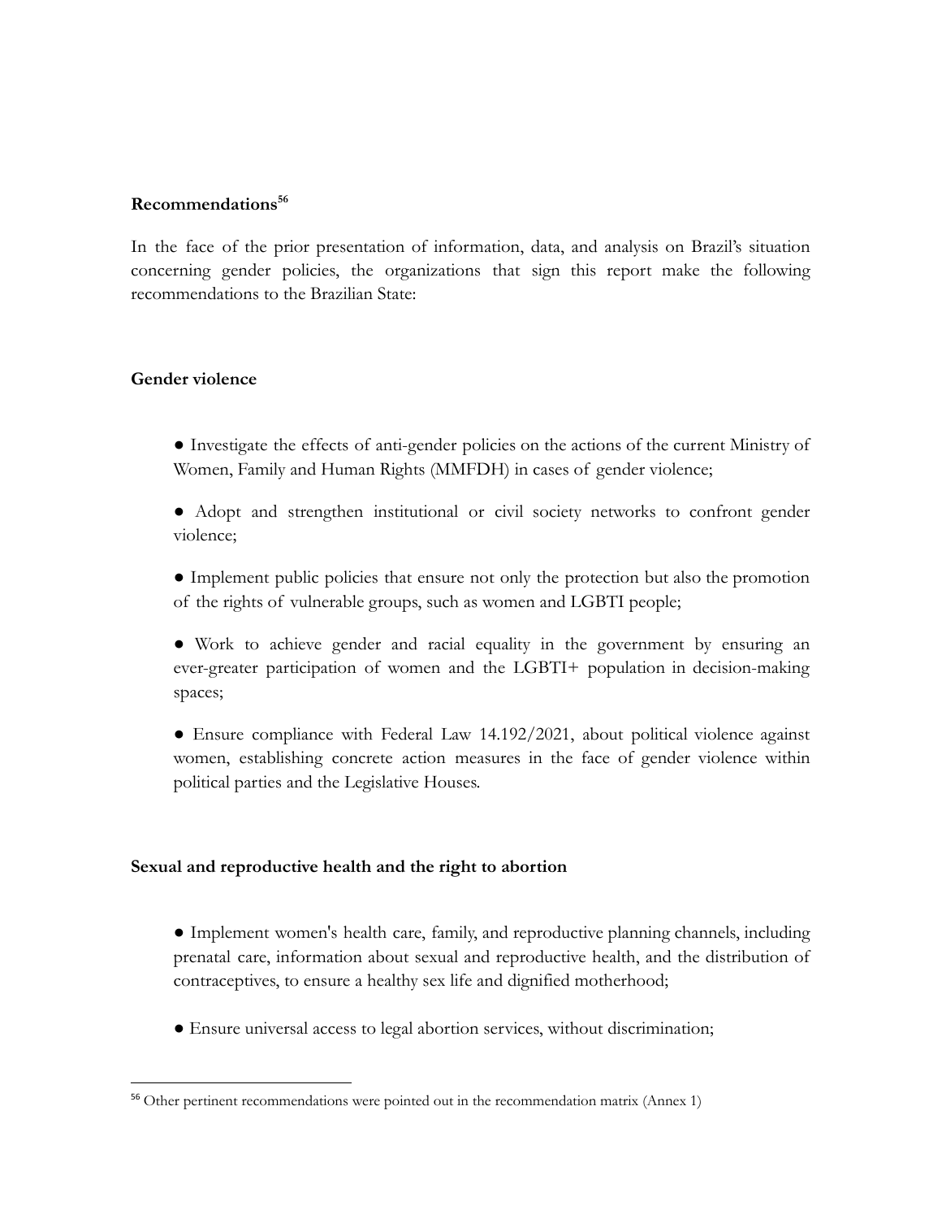**Recommendations[56]**

In the face of the prior presentation of information, data, and analysis on Brazil's situation concerning gender policies, the organizations that sign this report make the following recommendations to the Brazilian State:

**Gender violence**

- Investigate the effects of anti-gender policies on the actions of the current Ministry of Women, Family and Human Rights (MMFDH) in cases of gender violence;
- Adopt and strengthen institutional or civil society networks to confront gender violence;
- Implement public policies that ensure not only the protection but also the promotion of the rights of vulnerable groups, such as women and LGBTI people;
- Work to achieve gender and racial equality in the government by ensuring an ever-greater participation of women and the LGBTI+ population in decision-making spaces;
- Ensure compliance with Federal Law 14.192/2021, about political violence against women, establishing concrete action measures in the face of gender violence within political parties and the Legislative Houses.

**Sexual and reproductive health and the right to abortion**

- Implement women's health care, family, and reproductive planning channels, including prenatal care, information about sexual and reproductive health, and the distribution of contraceptives, to ensure a healthy sex life and dignified motherhood;
- Ensure universal access to legal abortion services, without discrimination;

[56] Other pertinent recommendations were pointed out in the recommendation matrix (Annex 1)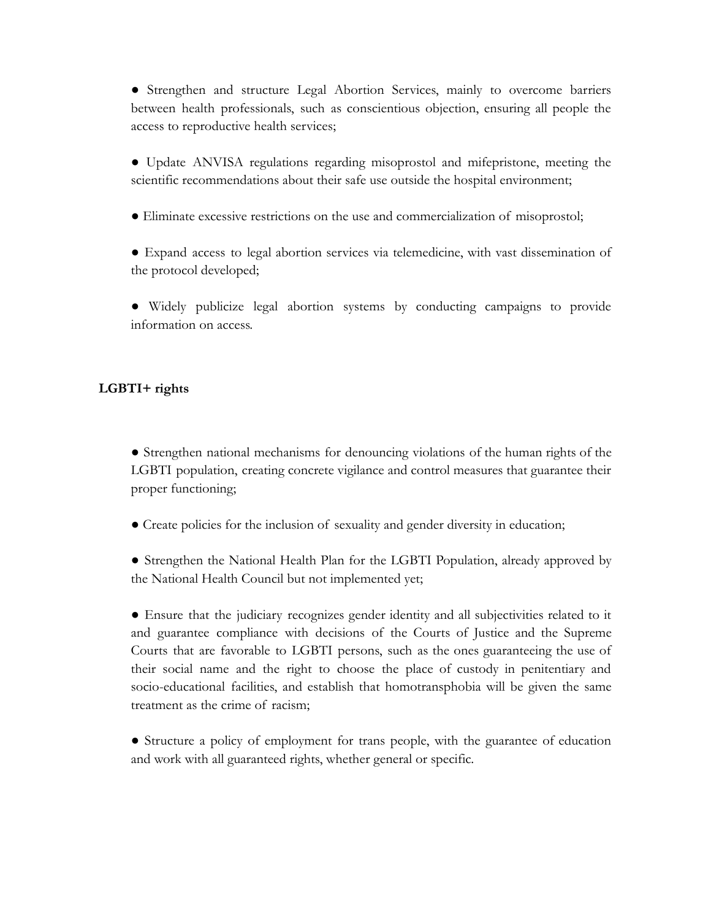- Strengthen and structure Legal Abortion Services, mainly to overcome barriers between health professionals, such as conscientious objection, ensuring all people the access to reproductive health services;

- Update ANVISA regulations regarding misoprostol and mifepristone, meeting the scientific recommendations about their safe use outside the hospital environment;

- Eliminate excessive restrictions on the use and commercialization of misoprostol;

- Expand access to legal abortion services via telemedicine, with vast dissemination of the protocol developed;

- Widely publicize legal abortion systems by conducting campaigns to provide information on access.

**LGBTI+ rights**

- Strengthen national mechanisms for denouncing violations of the human rights of the LGBTI population, creating concrete vigilance and control measures that guarantee their proper functioning;

- Create policies for the inclusion of sexuality and gender diversity in education;

- Strengthen the National Health Plan for the LGBTI Population, already approved by the National Health Council but not implemented yet;

- Ensure that the judiciary recognizes gender identity and all subjectivities related to it and guarantee compliance with decisions of the Courts of Justice and the Supreme Courts that are favorable to LGBTI persons, such as the ones guaranteeing the use of their social name and the right to choose the place of custody in penitentiary and socio-educational facilities, and establish that homotransphobia will be given the same treatment as the crime of racism;

- Structure a policy of employment for trans people, with the guarantee of education and work with all guaranteed rights, whether general or specific.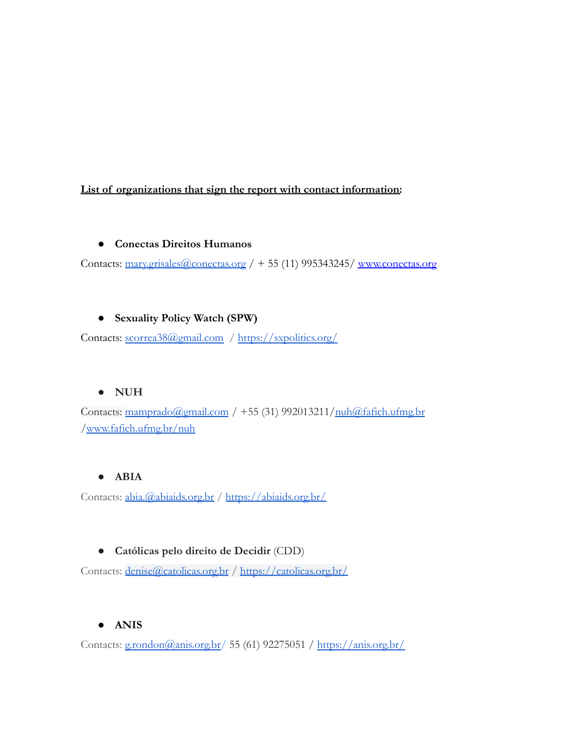**<u>List of organizations that sign the report with contact information</u>:**

- **Conectas Direitos Humanos**

Contacts: mary.grisales@conectas.org / + 55 (11) 995343245/ www.conectas.org

- **Sexuality Policy Watch (SPW)**

Contacts: scorrea38@gmail.com / https://sxpolitics.org/

- **NUH**

Contacts: mamprado@gmail.com / +55 (31) 992013211/nuh@fafich.ufmg.br /www.fafich.ufmg.br/nuh

- **ABIA**

Contacts: abia.@abiaids.org.br / https://abiaids.org.br/

- **Católicas pelo direito de Decidir** (CDD)

Contacts: denise@catolicas.org.br / https://catolicas.org.br/

- **ANIS**

Contacts: g.rondon@anis.org.br/ 55 (61) 92275051 / https://anis.org.br/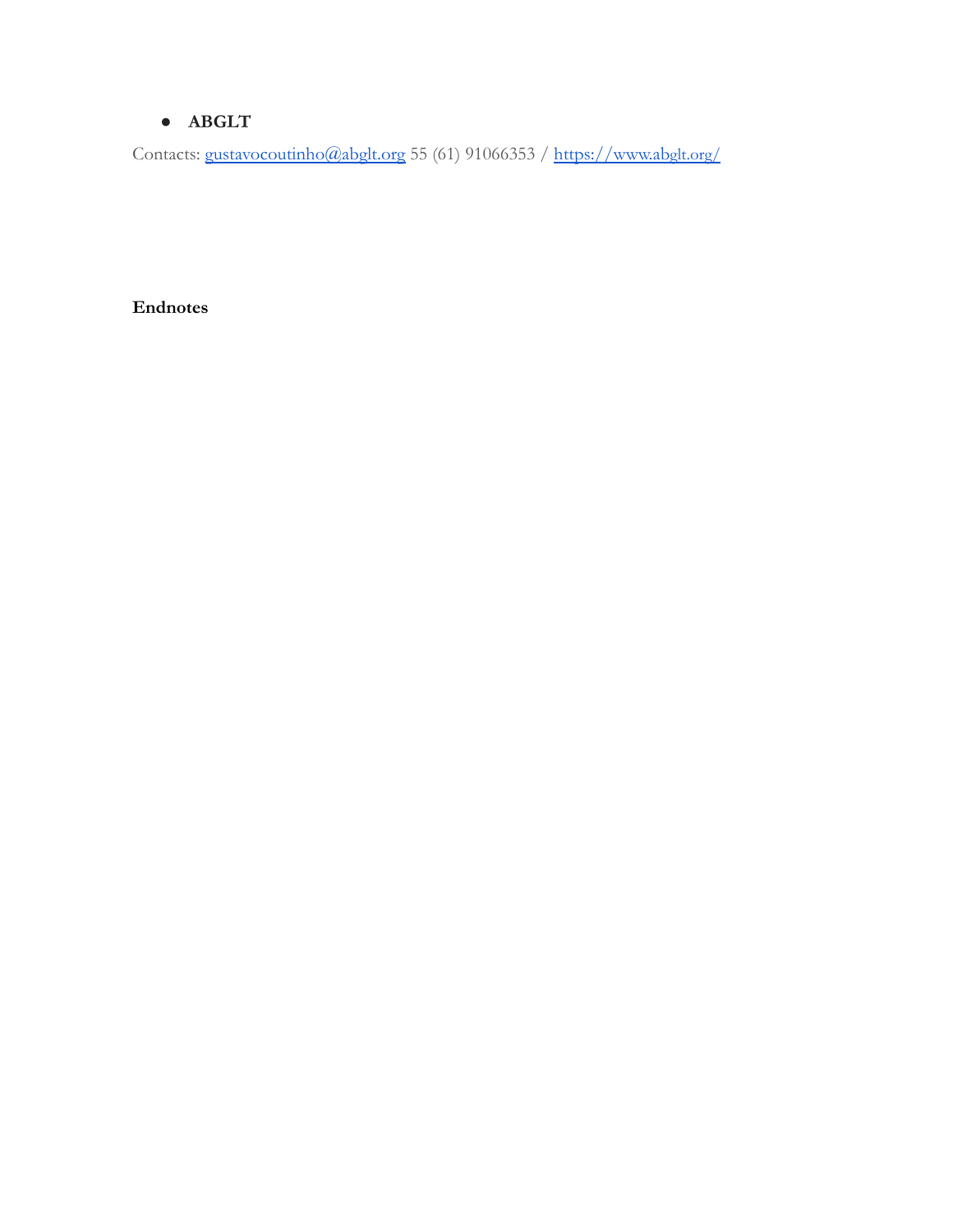- **ABGLT**

Contacts: gustavocoutinho@abglt.org 55 (61) 91066353 / https://www.abglt.org/

**Endnotes**